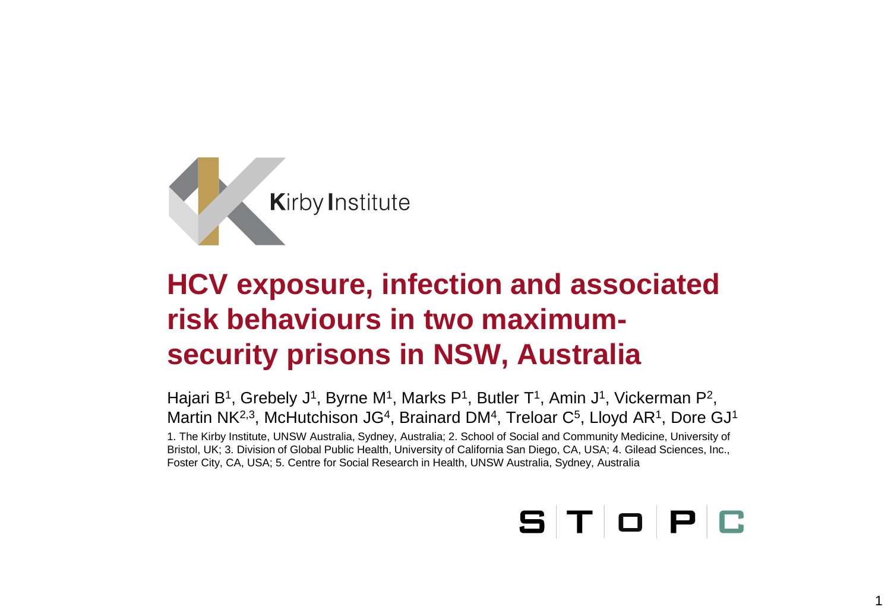Kirby Institute

# HCV exposure, infection and associated risk behaviours in two maximum-security prisons in NSW, Australia

Hajari B[1], Grebely J[1], Byrne M[1], Marks P[1], Butler T[1], Amin J[1], Vickerman P[2], Martin NK[2,3], McHutchison JG[4], Brainard DM[4], Treloar C[5], Lloyd AR[1], Dore GJ[1]

1. The Kirby Institute, UNSW Australia, Sydney, Australia; 2. School of Social and Community Medicine, University of Bristol, UK; 3. Division of Global Public Health, University of California San Diego, CA, USA; 4. Gilead Sciences, Inc., Foster City, CA, USA; 5. Centre for Social Research in Health, UNSW Australia, Sydney, Australia

STOP C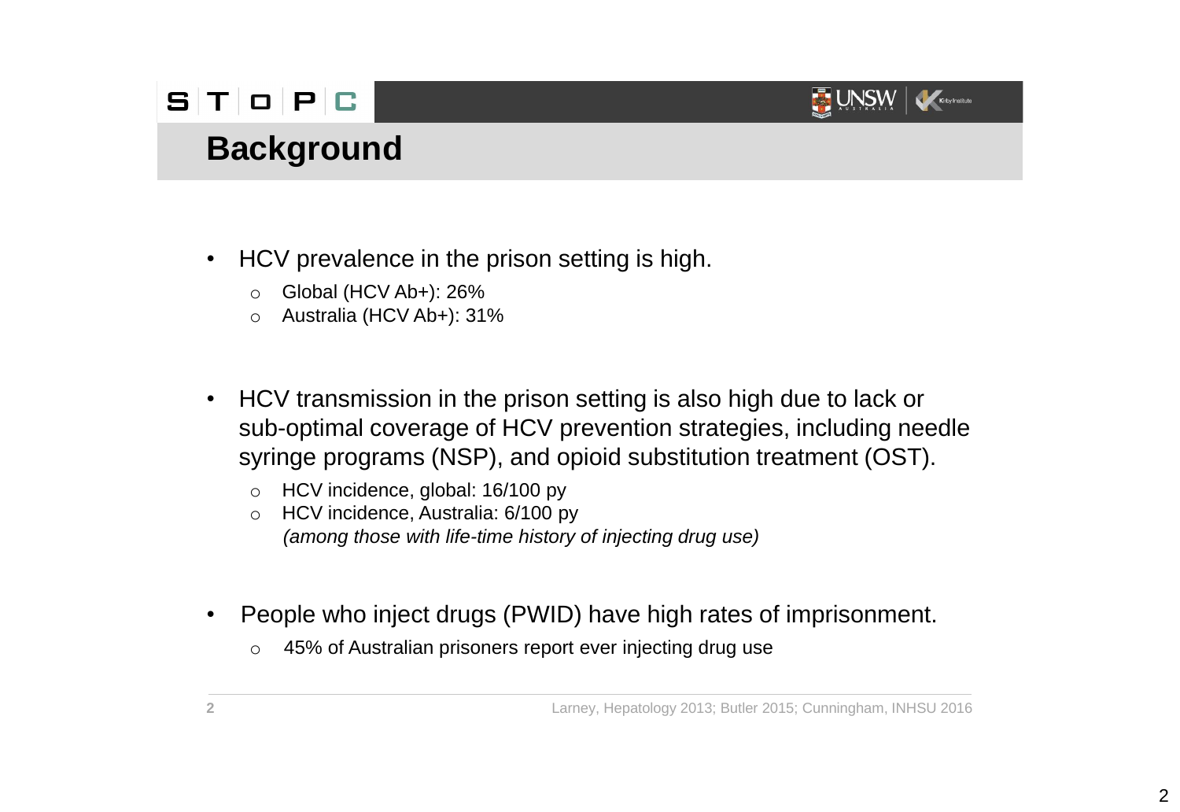# Background

- HCV prevalence in the prison setting is high.
  - Global (HCV Ab+): 26%
  - Australia (HCV Ab+): 31%

- HCV transmission in the prison setting is also high due to lack or sub-optimal coverage of HCV prevention strategies, including needle syringe programs (NSP), and opioid substitution treatment (OST).
  - HCV incidence, global: 16/100 py
  - HCV incidence, Australia: 6/100 py
    *(among those with life-time history of injecting drug use)*

- People who inject drugs (PWID) have high rates of imprisonment.
  - 45% of Australian prisoners report ever injecting drug use

Larney, Hepatology 2013; Butler 2015; Cunningham, INHSU 2016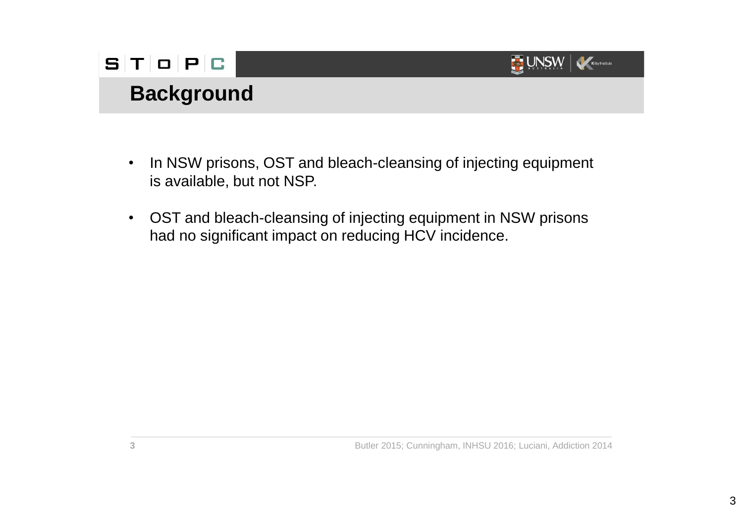## Background

- In NSW prisons, OST and bleach-cleansing of injecting equipment is available, but not NSP.
- OST and bleach-cleansing of injecting equipment in NSW prisons had no significant impact on reducing HCV incidence.

Butler 2015; Cunningham, INHSU 2016; Luciani, Addiction 2014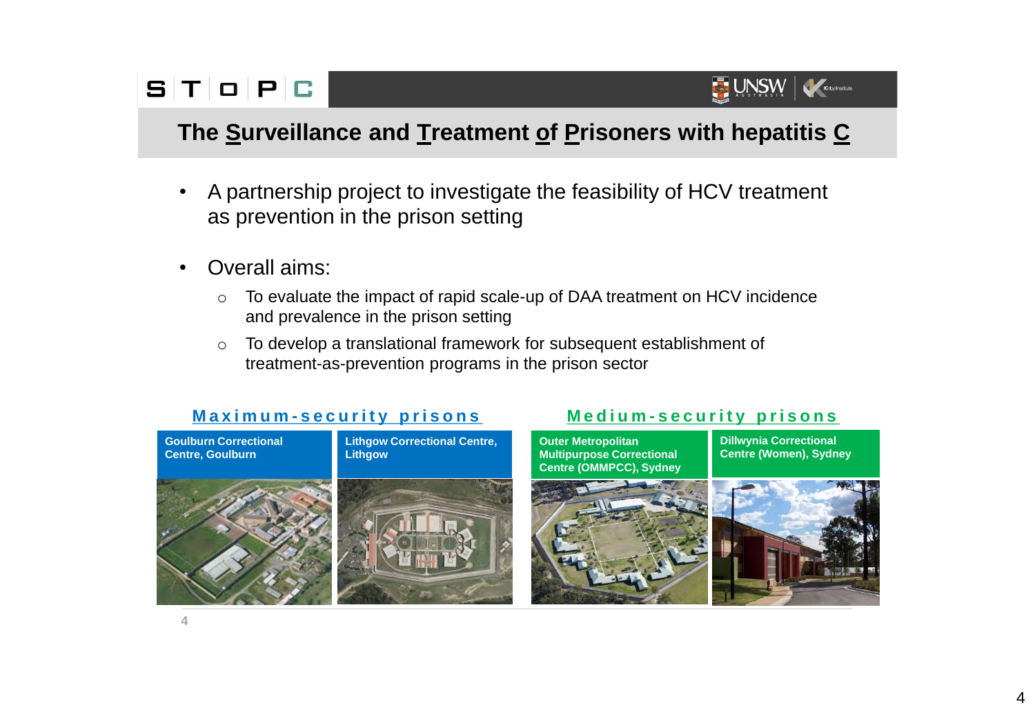# The Surveillance and Treatment of Prisoners with hepatitis C

- A partnership project to investigate the feasibility of HCV treatment as prevention in the prison setting
- Overall aims:
  - To evaluate the impact of rapid scale-up of DAA treatment on HCV incidence and prevalence in the prison setting
  - To develop a translational framework for subsequent establishment of treatment-as-prevention programs in the prison sector

**Maximum-security prisons**

- Goulburn Correctional Centre, Goulburn
- Lithgow Correctional Centre, Lithgow

**Medium-security prisons**

- Outer Metropolitan Multipurpose Correctional Centre (OMMPCC), Sydney
- Dillwynia Correctional Centre (Women), Sydney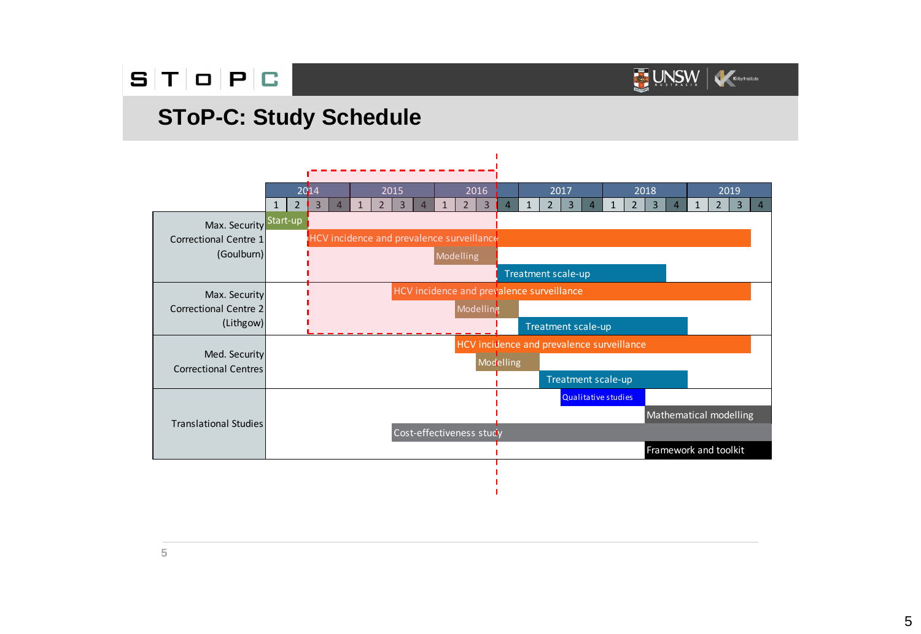# SToP-C: Study Schedule

| | 2014 | | | | 2015 | | | | 2016 | | | | 2017 | | | | 2018 | | | | 2019 | | | |
|---|---|---|---|---|---|---|---|---|---|---|---|---|---|---|---|---|---|---|---|---|---|---|---|---|
| | 1 | 2 | 3 | 4 | 1 | 2 | 3 | 4 | 1 | 2 | 3 | 4 | 1 | 2 | 3 | 4 | 1 | 2 | 3 | 4 | 1 | 2 | 3 | 4 |
| Max. Security Correctional Centre 1 (Goulburn) | Start-up (2014 Q1–Q2) | | | | | | | | | | | | | | | | | | | | | | | |
| | HCV incidence and prevalence surveillance (2014 Q3 – 2019 Q3) | | | | | | | | | | | | | | | | | | | | | | | |
| | Modelling (2016 Q1 – 2016 Q3) | | | | | | | | | | | | | | | | | | | | | | | |
| | Treatment scale-up (2016 Q4 – 2018 Q3) | | | | | | | | | | | | | | | | | | | | | | | |
| Max. Security Correctional Centre 2 (Lithgow) | HCV incidence and prevalence surveillance (2015 Q1 – 2019 Q3) | | | | | | | | | | | | | | | | | | | | | | | |
| | Modelling (2016 Q2 – 2016 Q4) | | | | | | | | | | | | | | | | | | | | | | | |
| | Treatment scale-up (2017 Q1 – 2018 Q4) | | | | | | | | | | | | | | | | | | | | | | | |
| Med. Security Correctional Centres | HCV incidence and prevalence surveillance (2016 Q2 – 2019 Q3) | | | | | | | | | | | | | | | | | | | | | | | |
| | Modelling (2016 Q3 – 2017 Q1) | | | | | | | | | | | | | | | | | | | | | | | |
| | Treatment scale-up (2017 Q2 – 2018 Q4) | | | | | | | | | | | | | | | | | | | | | | | |
| Translational Studies | Qualitative studies (2017 Q3 – 2018 Q1) | | | | | | | | | | | | | | | | | | | | | | | |
| | Mathematical modelling (2018 Q2 – 2019 Q4) | | | | | | | | | | | | | | | | | | | | | | | |
| | Cost-effectiveness study (2015 Q1 – 2019 Q4) | | | | | | | | | | | | | | | | | | | | | | | |
| | Framework and toolkit (2018 Q2 – 2019 Q4) | | | | | | | | | | | | | | | | | | | | | | | |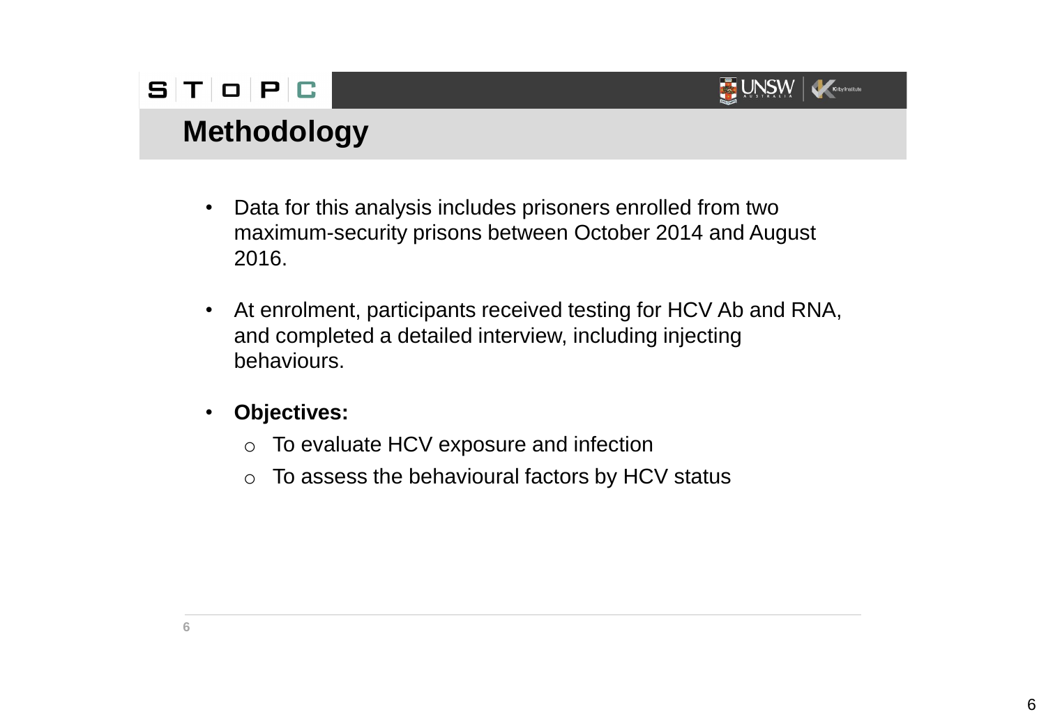# Methodology

- Data for this analysis includes prisoners enrolled from two maximum-security prisons between October 2014 and August 2016.
- At enrolment, participants received testing for HCV Ab and RNA, and completed a detailed interview, including injecting behaviours.
- **Objectives:**
  - To evaluate HCV exposure and infection
  - To assess the behavioural factors by HCV status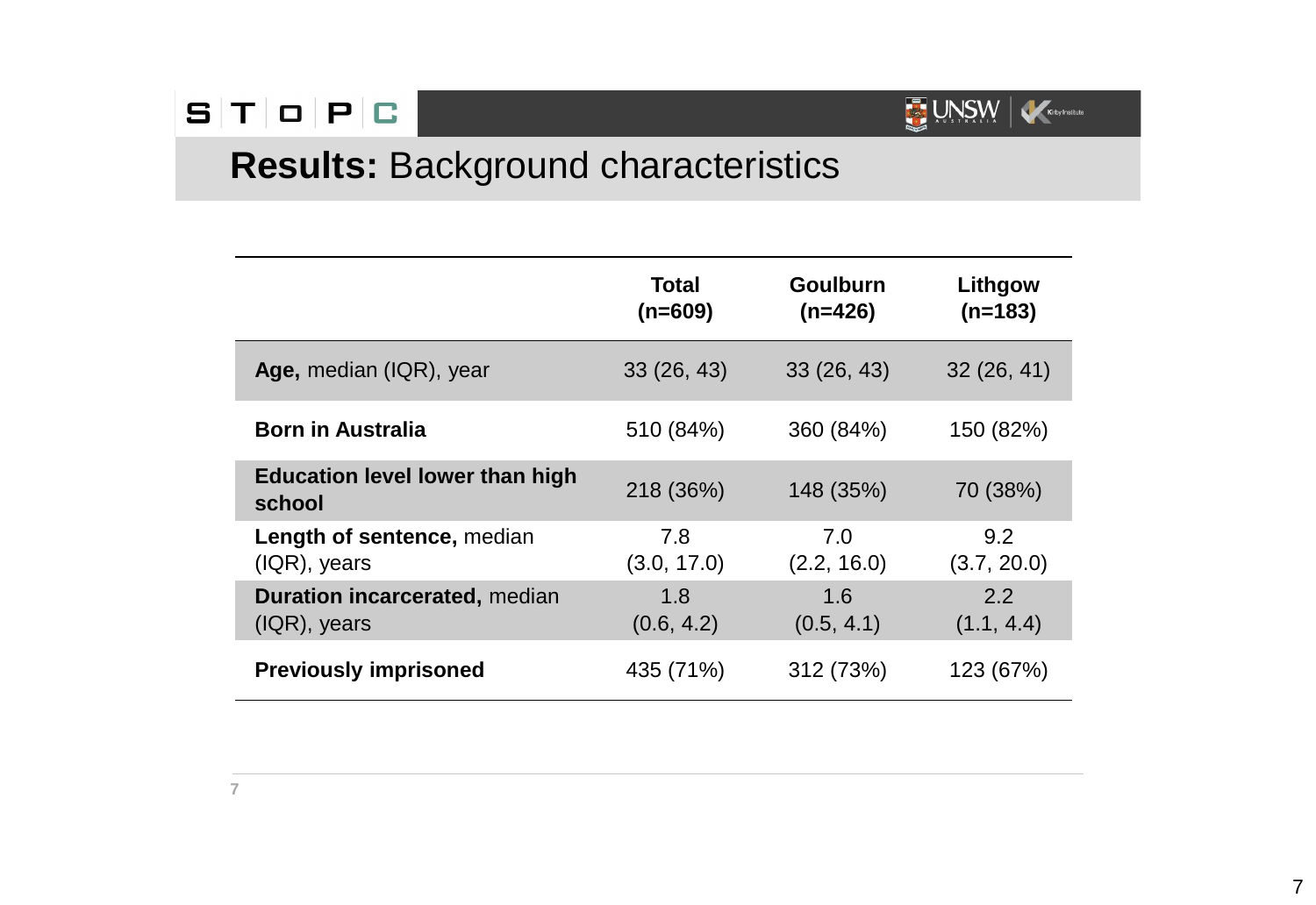# **Results:** Background characteristics

| | **Total (n=609)** | **Goulburn (n=426)** | **Lithgow (n=183)** |
|---|---|---|---|
| **Age,** median (IQR), year | 33 (26, 43) | 33 (26, 43) | 32 (26, 41) |
| **Born in Australia** | 510 (84%) | 360 (84%) | 150 (82%) |
| **Education level lower than high school** | 218 (36%) | 148 (35%) | 70 (38%) |
| **Length of sentence,** median (IQR), years | 7.8 (3.0, 17.0) | 7.0 (2.2, 16.0) | 9.2 (3.7, 20.0) |
| **Duration incarcerated,** median (IQR), years | 1.8 (0.6, 4.2) | 1.6 (0.5, 4.1) | 2.2 (1.1, 4.4) |
| **Previously imprisoned** | 435 (71%) | 312 (73%) | 123 (67%) |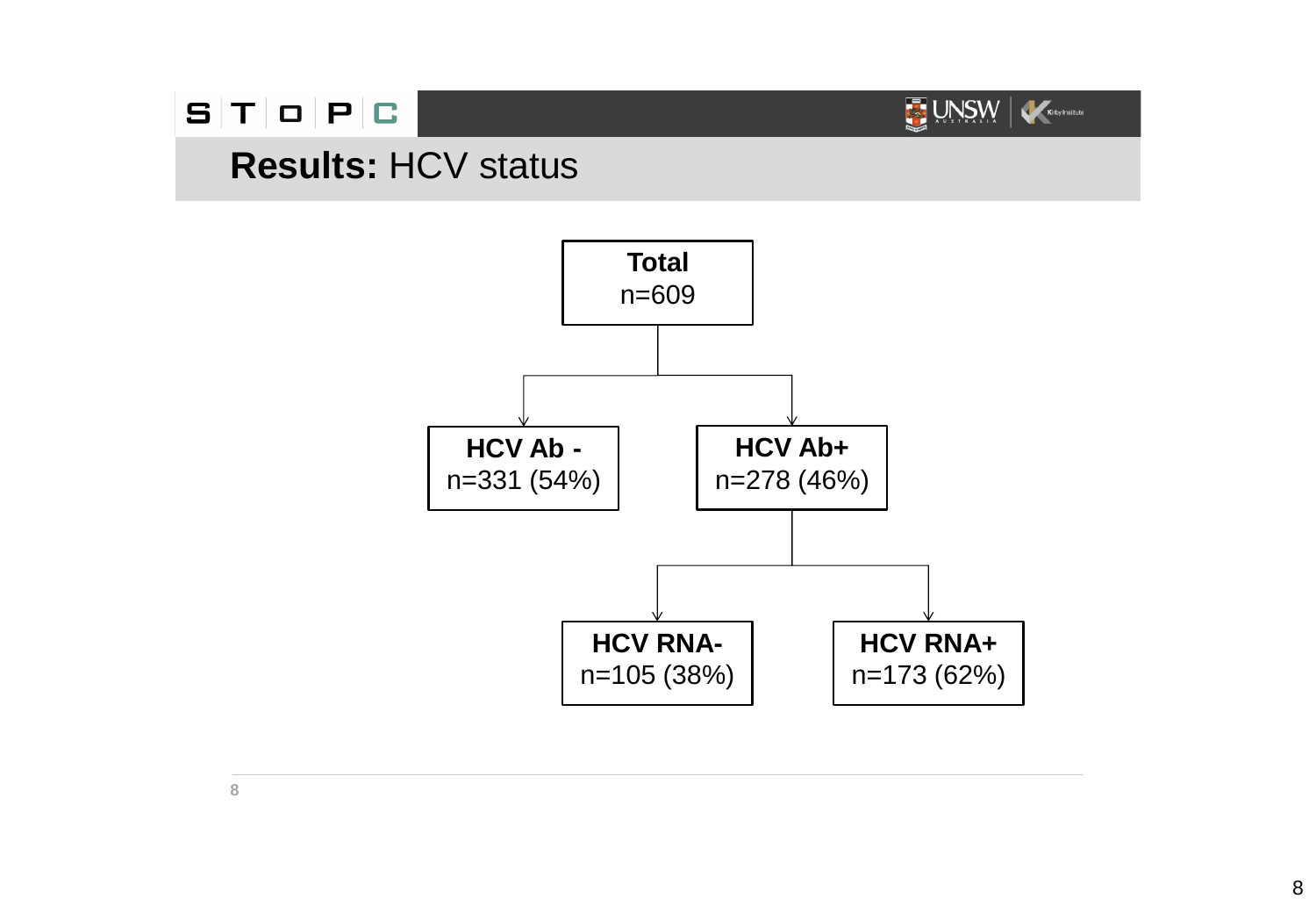# Results: HCV status

**Total**
n=609

- **HCV Ab -**
  n=331 (54%)
- **HCV Ab+**
  n=278 (46%)
  - **HCV RNA-**
    n=105 (38%)
  - **HCV RNA+**
    n=173 (62%)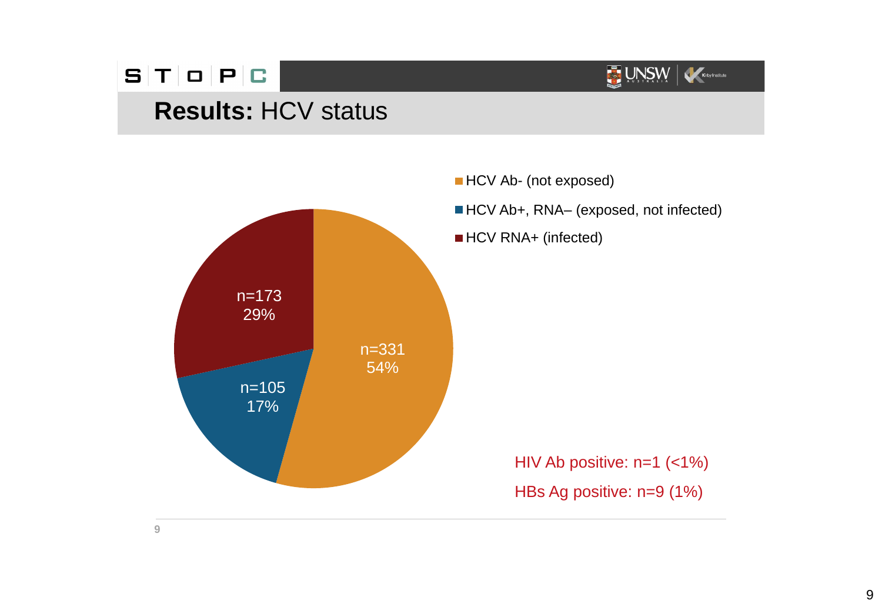# **Results:** HCV status

- HCV Ab- (not exposed)
- HCV Ab+, RNA– (exposed, not infected)
- HCV RNA+ (infected)

n=331
54%

n=105
17%

n=173
29%

HIV Ab positive: n=1 (<1%)

HBs Ag positive: n=9 (1%)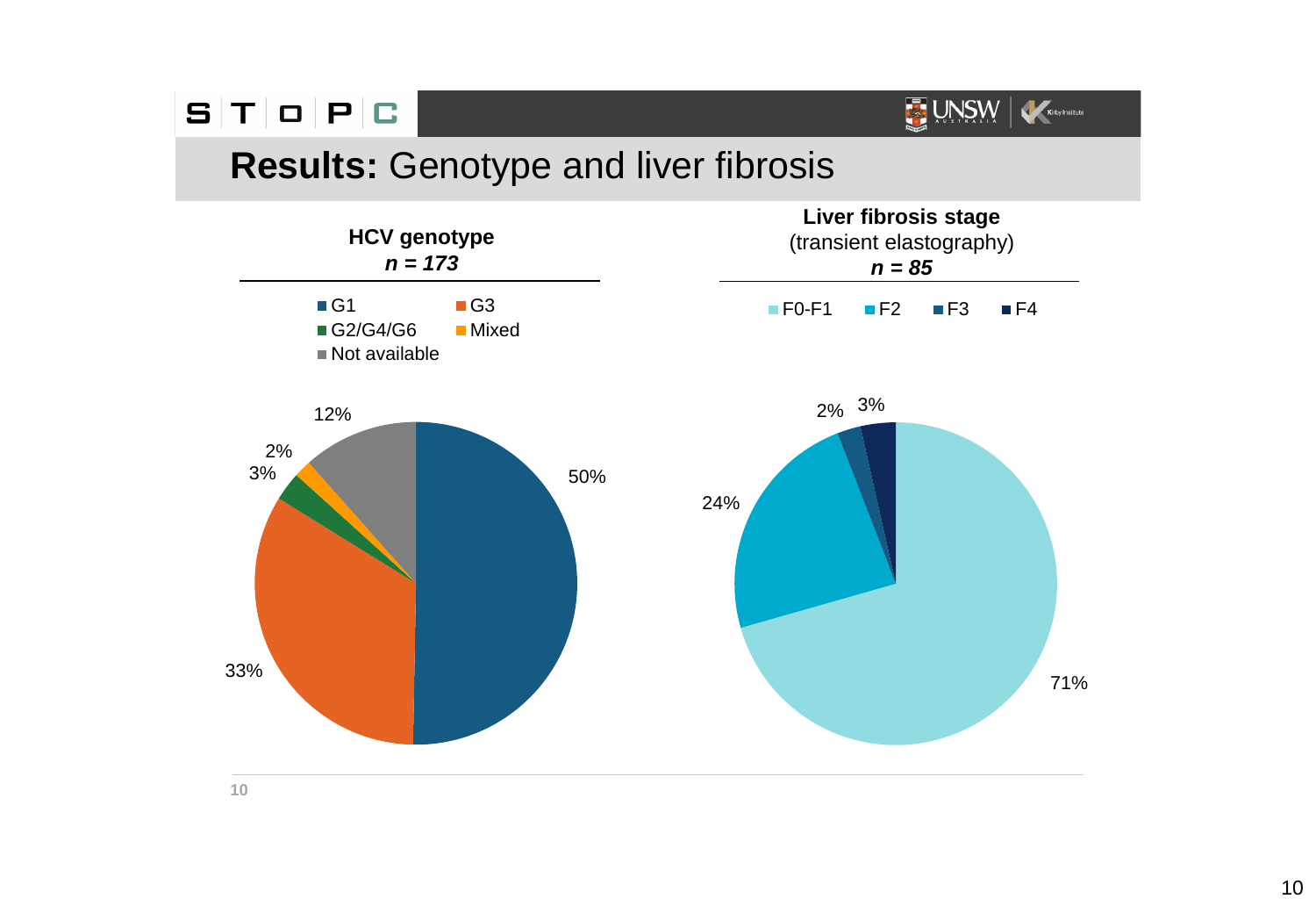# **Results:** Genotype and liver fibrosis

**HCV genotype**
***n = 173***

| Genotype | % |
|---|---|
| G1 | 50% |
| G3 | 33% |
| G2/G4/G6 | 3% |
| Mixed | 2% |
| Not available | 12% |

**Liver fibrosis stage**
(transient elastography)
***n = 85***

| Stage | % |
|---|---|
| F0-F1 | 71% |
| F2 | 24% |
| F3 | 2% |
| F4 | 3% |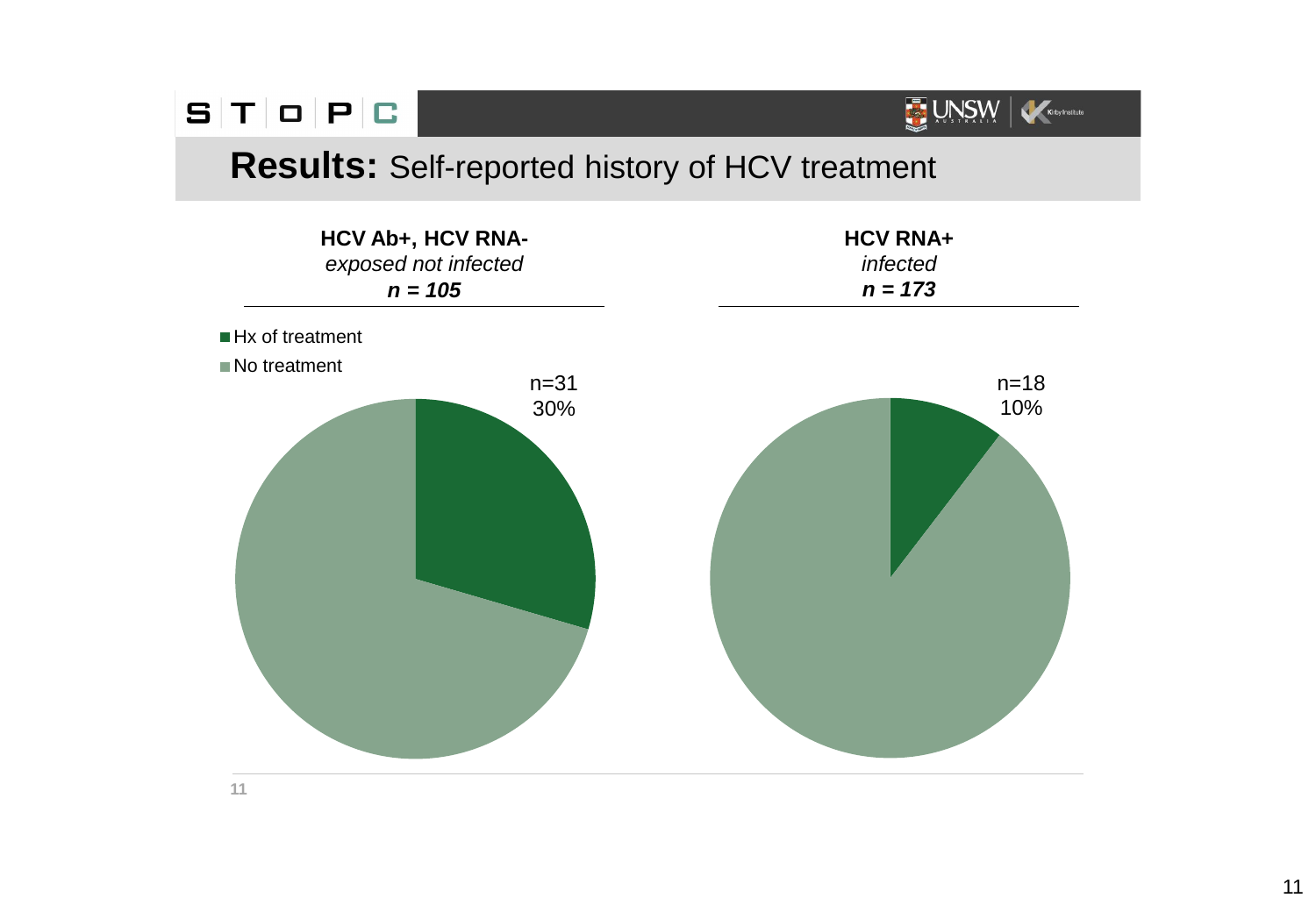# **Results:** Self-reported history of HCV treatment

| **HCV Ab+, HCV RNA-** *exposed not infected* ***n = 105*** | **HCV RNA+** *infected* ***n = 173*** |
| --- | --- |
| Hx of treatment: n=31, 30% | Hx of treatment: n=18, 10% |

- Hx of treatment
- No treatment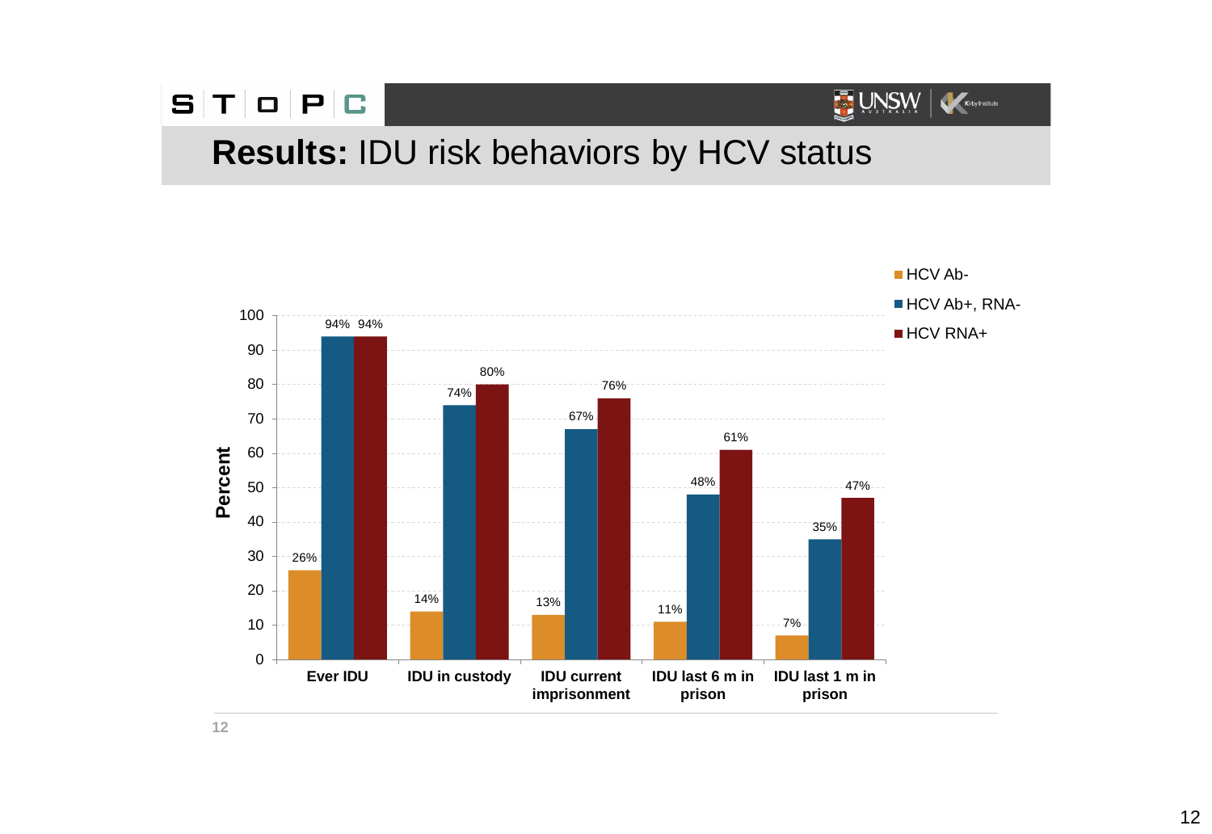# **Results:** IDU risk behaviors by HCV status

| | HCV Ab- | HCV Ab+, RNA- | HCV RNA+ |
|---|---|---|---|
| Ever IDU | 26% | 94% | 94% |
| IDU in custody | 14% | 74% | 80% |
| IDU current imprisonment | 13% | 67% | 76% |
| IDU last 6 m in prison | 11% | 48% | 61% |
| IDU last 1 m in prison | 7% | 35% | 47% |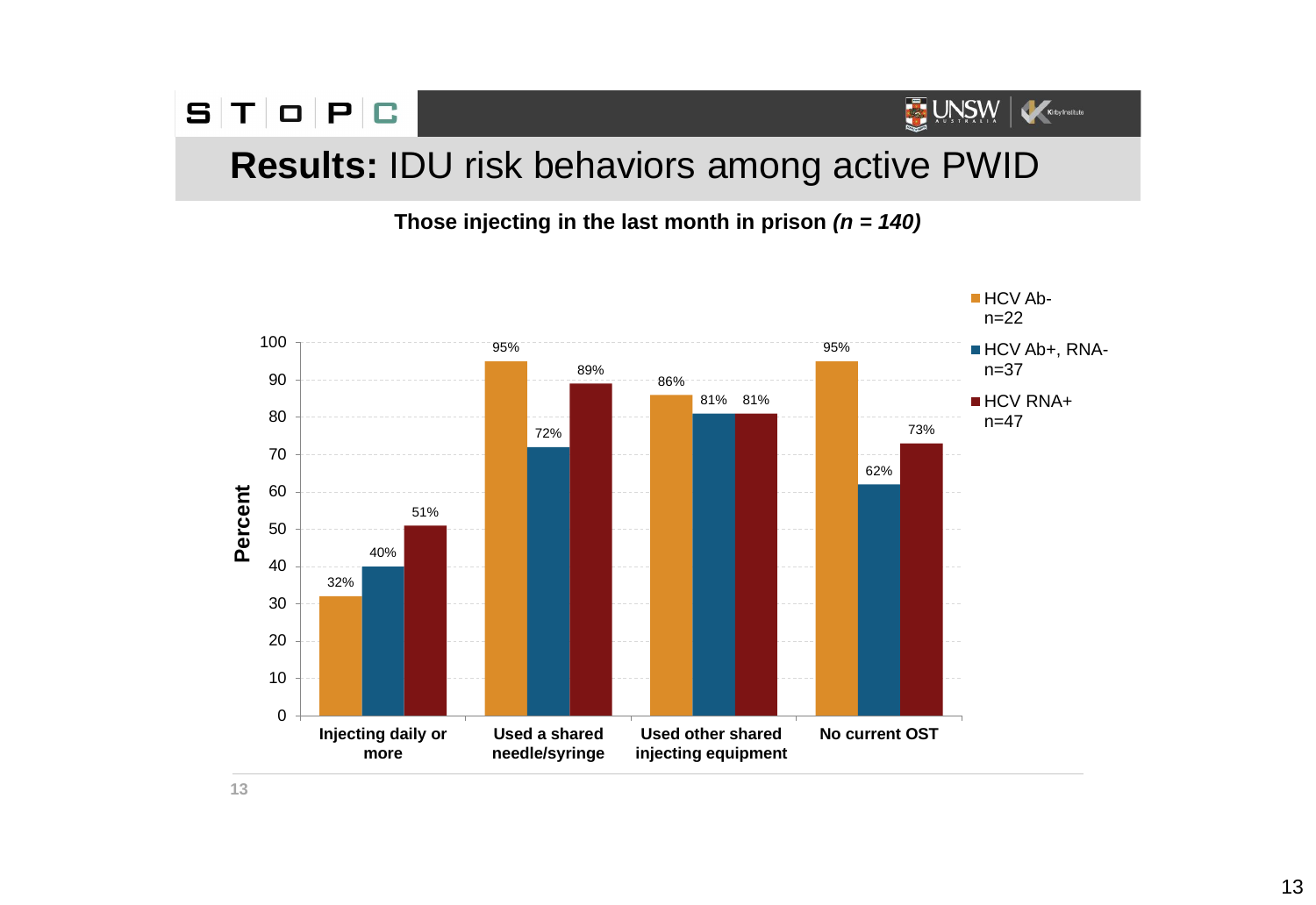# **Results:** IDU risk behaviors among active PWID

**Those injecting in the last month in prison *(n = 140)***

| | HCV Ab- n=22 | HCV Ab+, RNA- n=37 | HCV RNA+ n=47 |
|---|---|---|---|
| Injecting daily or more | 32% | 40% | 51% |
| Used a shared needle/syringe | 95% | 72% | 89% |
| Used other shared injecting equipment | 86% | 81% | 81% |
| No current OST | 95% | 62% | 73% |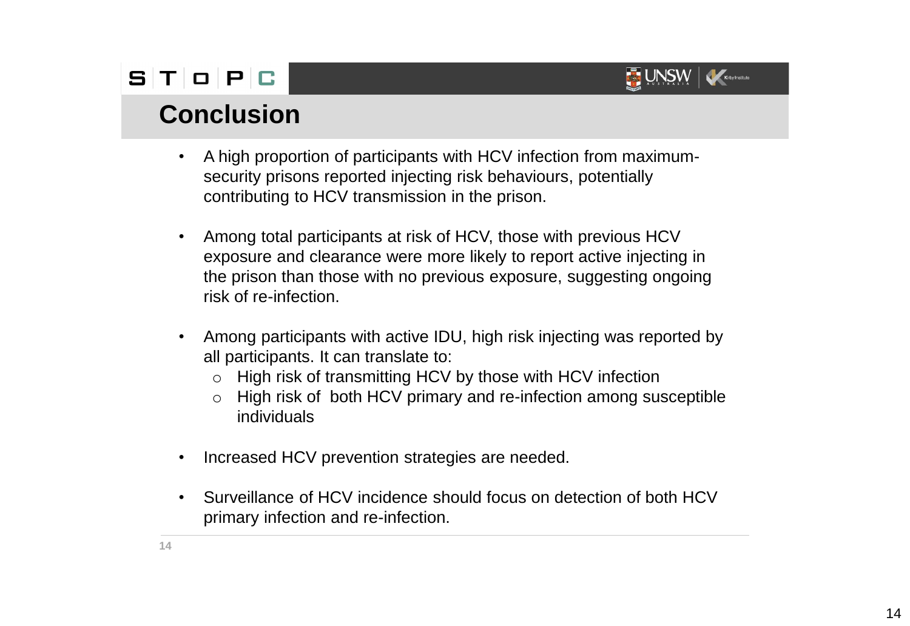# Conclusion

- A high proportion of participants with HCV infection from maximum-security prisons reported injecting risk behaviours, potentially contributing to HCV transmission in the prison.

- Among total participants at risk of HCV, those with previous HCV exposure and clearance were more likely to report active injecting in the prison than those with no previous exposure, suggesting ongoing risk of re-infection.

- Among participants with active IDU, high risk injecting was reported by all participants. It can translate to:
  - High risk of transmitting HCV by those with HCV infection
  - High risk of both HCV primary and re-infection among susceptible individuals

- Increased HCV prevention strategies are needed.

- Surveillance of HCV incidence should focus on detection of both HCV primary infection and re-infection.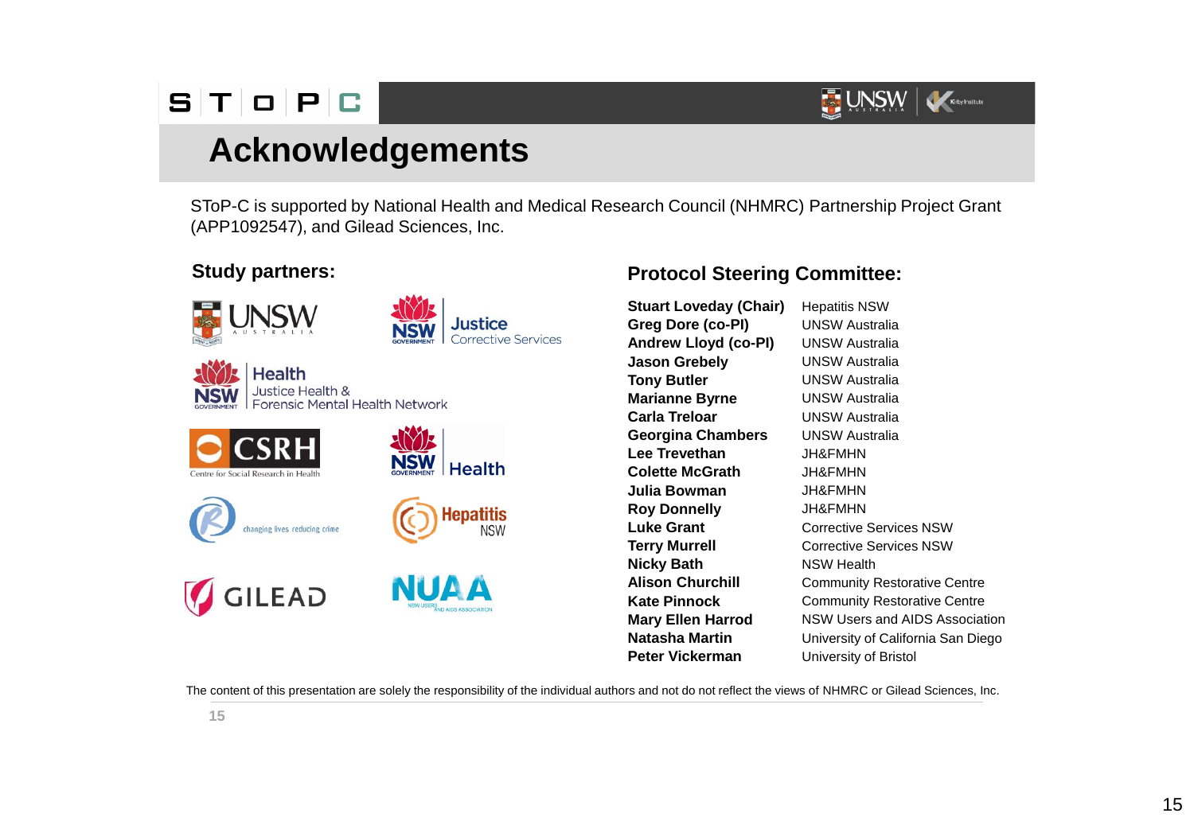# Acknowledgements

SToP-C is supported by National Health and Medical Research Council (NHMRC) Partnership Project Grant (APP1092547), and Gilead Sciences, Inc.

## Study partners:

UNSW Australia

NSW Government – Justice, Corrective Services

NSW Government – Health, Justice Health & Forensic Mental Health Network

CSRH – Centre for Social Research in Health

NSW Government – Health

changing lives reducing crime

Hepatitis NSW

GILEAD

NUAA – NSW Users and AIDS Association

## Protocol Steering Committee:

| | |
|---|---|
| **Stuart Loveday (Chair)** | Hepatitis NSW |
| **Greg Dore (co-PI)** | UNSW Australia |
| **Andrew Lloyd (co-PI)** | UNSW Australia |
| **Jason Grebely** | UNSW Australia |
| **Tony Butler** | UNSW Australia |
| **Marianne Byrne** | UNSW Australia |
| **Carla Treloar** | UNSW Australia |
| **Georgina Chambers** | UNSW Australia |
| **Lee Trevethan** | JH&FMHN |
| **Colette McGrath** | JH&FMHN |
| **Julia Bowman** | JH&FMHN |
| **Roy Donnelly** | JH&FMHN |
| **Luke Grant** | Corrective Services NSW |
| **Terry Murrell** | Corrective Services NSW |
| **Nicky Bath** | NSW Health |
| **Alison Churchill** | Community Restorative Centre |
| **Kate Pinnock** | Community Restorative Centre |
| **Mary Ellen Harrod** | NSW Users and AIDS Association |
| **Natasha Martin** | University of California San Diego |
| **Peter Vickerman** | University of Bristol |

The content of this presentation are solely the responsibility of the individual authors and not do not reflect the views of NHMRC or Gilead Sciences, Inc.